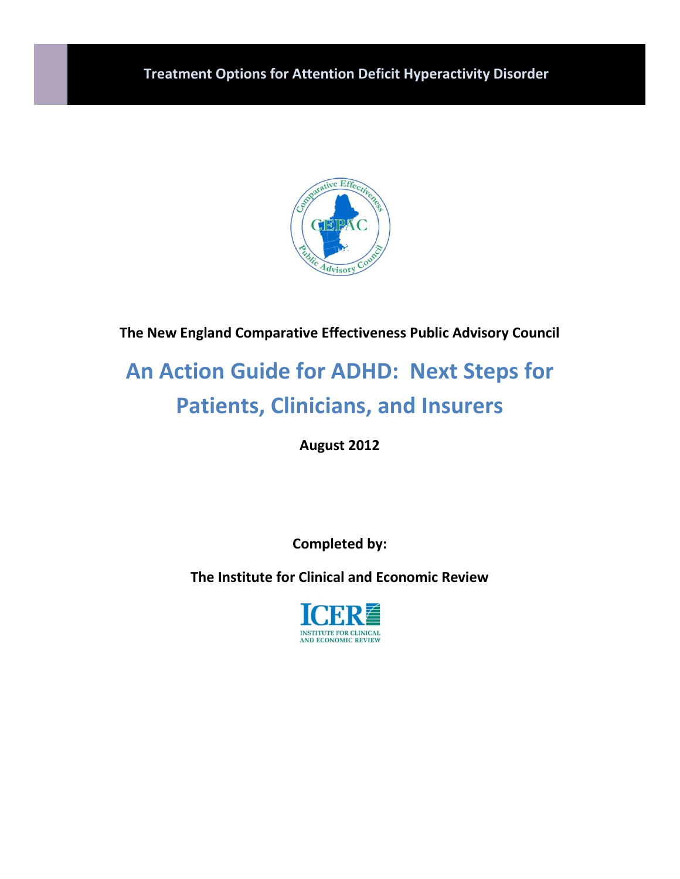Treatment Options for Attention Deficit Hyperactivity Disorder

**The New England Comparative Effectiveness Public Advisory Council**

# An Action Guide for ADHD: Next Steps for Patients, Clinicians, and Insurers

**August 2012**

**Completed by:**

**The Institute for Clinical and Economic Review**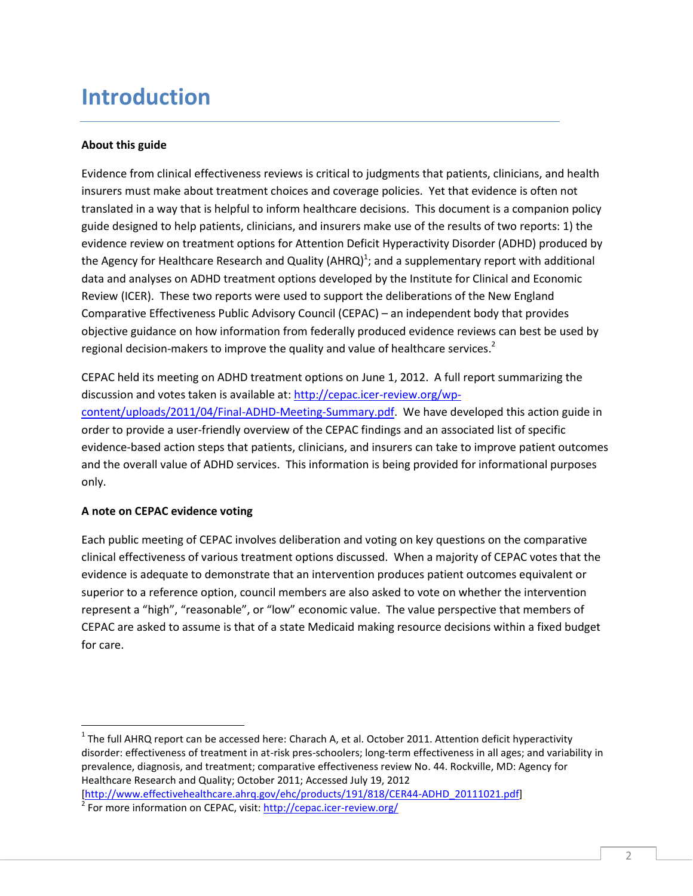# Introduction

**About this guide**

Evidence from clinical effectiveness reviews is critical to judgments that patients, clinicians, and health insurers must make about treatment choices and coverage policies. Yet that evidence is often not translated in a way that is helpful to inform healthcare decisions. This document is a companion policy guide designed to help patients, clinicians, and insurers make use of the results of two reports: 1) the evidence review on treatment options for Attention Deficit Hyperactivity Disorder (ADHD) produced by the Agency for Healthcare Research and Quality (AHRQ)[1]; and a supplementary report with additional data and analyses on ADHD treatment options developed by the Institute for Clinical and Economic Review (ICER). These two reports were used to support the deliberations of the New England Comparative Effectiveness Public Advisory Council (CEPAC) – an independent body that provides objective guidance on how information from federally produced evidence reviews can best be used by regional decision-makers to improve the quality and value of healthcare services.[2]

CEPAC held its meeting on ADHD treatment options on June 1, 2012. A full report summarizing the discussion and votes taken is available at: [http://cepac.icer-review.org/wp-content/uploads/2011/04/Final-ADHD-Meeting-Summary.pdf](http://cepac.icer-review.org/wp-content/uploads/2011/04/Final-ADHD-Meeting-Summary.pdf). We have developed this action guide in order to provide a user-friendly overview of the CEPAC findings and an associated list of specific evidence-based action steps that patients, clinicians, and insurers can take to improve patient outcomes and the overall value of ADHD services. This information is being provided for informational purposes only.

**A note on CEPAC evidence voting**

Each public meeting of CEPAC involves deliberation and voting on key questions on the comparative clinical effectiveness of various treatment options discussed. When a majority of CEPAC votes that the evidence is adequate to demonstrate that an intervention produces patient outcomes equivalent or superior to a reference option, council members are also asked to vote on whether the intervention represent a "high", "reasonable", or "low" economic value. The value perspective that members of CEPAC are asked to assume is that of a state Medicaid making resource decisions within a fixed budget for care.

---

[1] The full AHRQ report can be accessed here: Charach A, et al. October 2011. Attention deficit hyperactivity disorder: effectiveness of treatment in at-risk pres-schoolers; long-term effectiveness in all ages; and variability in prevalence, diagnosis, and treatment; comparative effectiveness review No. 44. Rockville, MD: Agency for Healthcare Research and Quality; October 2011; Accessed July 19, 2012 [[http://www.effectivehealthcare.ahrq.gov/ehc/products/191/818/CER44-ADHD_20111021.pdf](http://www.effectivehealthcare.ahrq.gov/ehc/products/191/818/CER44-ADHD_20111021.pdf)]

[2] For more information on CEPAC, visit: [http://cepac.icer-review.org/](http://cepac.icer-review.org/)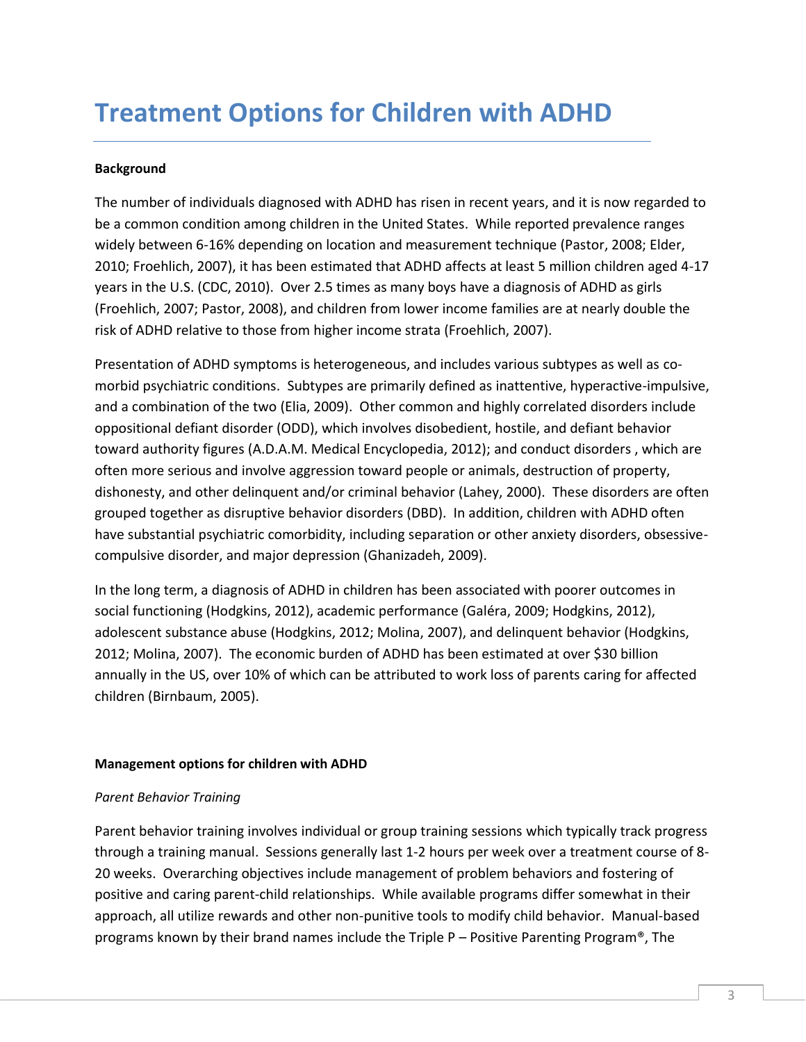# Treatment Options for Children with ADHD

**Background**

The number of individuals diagnosed with ADHD has risen in recent years, and it is now regarded to be a common condition among children in the United States. While reported prevalence ranges widely between 6-16% depending on location and measurement technique (Pastor, 2008; Elder, 2010; Froehlich, 2007), it has been estimated that ADHD affects at least 5 million children aged 4-17 years in the U.S. (CDC, 2010). Over 2.5 times as many boys have a diagnosis of ADHD as girls (Froehlich, 2007; Pastor, 2008), and children from lower income families are at nearly double the risk of ADHD relative to those from higher income strata (Froehlich, 2007).

Presentation of ADHD symptoms is heterogeneous, and includes various subtypes as well as co-morbid psychiatric conditions. Subtypes are primarily defined as inattentive, hyperactive-impulsive, and a combination of the two (Elia, 2009). Other common and highly correlated disorders include oppositional defiant disorder (ODD), which involves disobedient, hostile, and defiant behavior toward authority figures (A.D.A.M. Medical Encyclopedia, 2012); and conduct disorders , which are often more serious and involve aggression toward people or animals, destruction of property, dishonesty, and other delinquent and/or criminal behavior (Lahey, 2000). These disorders are often grouped together as disruptive behavior disorders (DBD). In addition, children with ADHD often have substantial psychiatric comorbidity, including separation or other anxiety disorders, obsessive-compulsive disorder, and major depression (Ghanizadeh, 2009).

In the long term, a diagnosis of ADHD in children has been associated with poorer outcomes in social functioning (Hodgkins, 2012), academic performance (Galéra, 2009; Hodgkins, 2012), adolescent substance abuse (Hodgkins, 2012; Molina, 2007), and delinquent behavior (Hodgkins, 2012; Molina, 2007). The economic burden of ADHD has been estimated at over $30 billion annually in the US, over 10% of which can be attributed to work loss of parents caring for affected children (Birnbaum, 2005).

**Management options for children with ADHD**

*Parent Behavior Training*

Parent behavior training involves individual or group training sessions which typically track progress through a training manual. Sessions generally last 1-2 hours per week over a treatment course of 8-20 weeks. Overarching objectives include management of problem behaviors and fostering of positive and caring parent-child relationships. While available programs differ somewhat in their approach, all utilize rewards and other non-punitive tools to modify child behavior. Manual-based programs known by their brand names include the Triple P – Positive Parenting Program®, The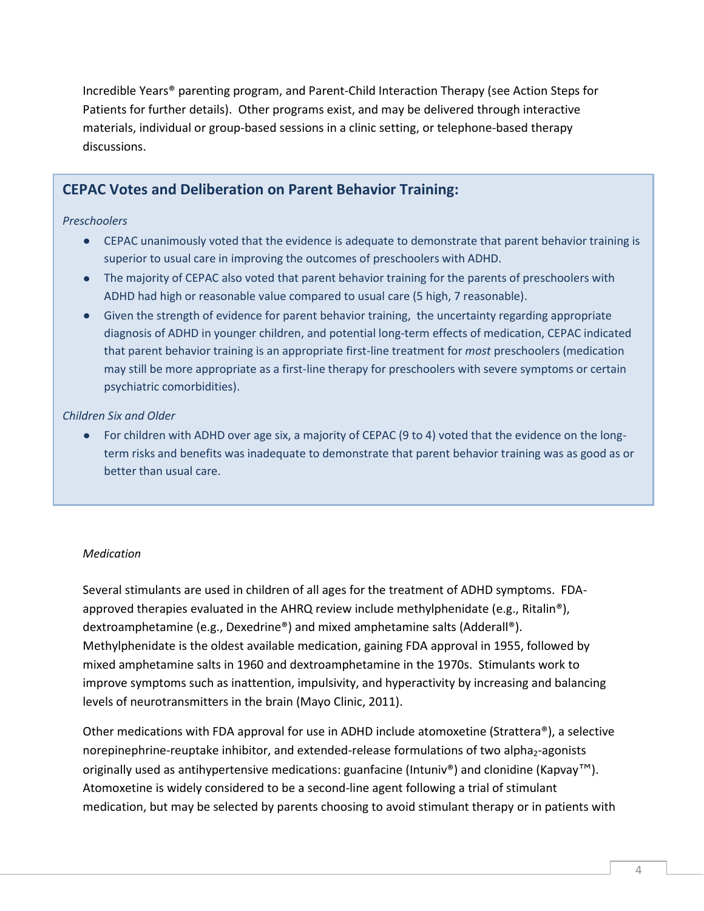Incredible Years® parenting program, and Parent-Child Interaction Therapy (see Action Steps for Patients for further details). Other programs exist, and may be delivered through interactive materials, individual or group-based sessions in a clinic setting, or telephone-based therapy discussions.

### CEPAC Votes and Deliberation on Parent Behavior Training:

*Preschoolers*

- CEPAC unanimously voted that the evidence is adequate to demonstrate that parent behavior training is superior to usual care in improving the outcomes of preschoolers with ADHD.
- The majority of CEPAC also voted that parent behavior training for the parents of preschoolers with ADHD had high or reasonable value compared to usual care (5 high, 7 reasonable).
- Given the strength of evidence for parent behavior training, the uncertainty regarding appropriate diagnosis of ADHD in younger children, and potential long-term effects of medication, CEPAC indicated that parent behavior training is an appropriate first-line treatment for *most* preschoolers (medication may still be more appropriate as a first-line therapy for preschoolers with severe symptoms or certain psychiatric comorbidities).

*Children Six and Older*

- For children with ADHD over age six, a majority of CEPAC (9 to 4) voted that the evidence on the long-term risks and benefits was inadequate to demonstrate that parent behavior training was as good as or better than usual care.

*Medication*

Several stimulants are used in children of all ages for the treatment of ADHD symptoms. FDA-approved therapies evaluated in the AHRQ review include methylphenidate (e.g., Ritalin®), dextroamphetamine (e.g., Dexedrine®) and mixed amphetamine salts (Adderall®). Methylphenidate is the oldest available medication, gaining FDA approval in 1955, followed by mixed amphetamine salts in 1960 and dextroamphetamine in the 1970s. Stimulants work to improve symptoms such as inattention, impulsivity, and hyperactivity by increasing and balancing levels of neurotransmitters in the brain (Mayo Clinic, 2011).

Other medications with FDA approval for use in ADHD include atomoxetine (Strattera®), a selective norepinephrine-reuptake inhibitor, and extended-release formulations of two alpha$_2$-agonists originally used as antihypertensive medications: guanfacine (Intuniv®) and clonidine (Kapvay™). Atomoxetine is widely considered to be a second-line agent following a trial of stimulant medication, but may be selected by parents choosing to avoid stimulant therapy or in patients with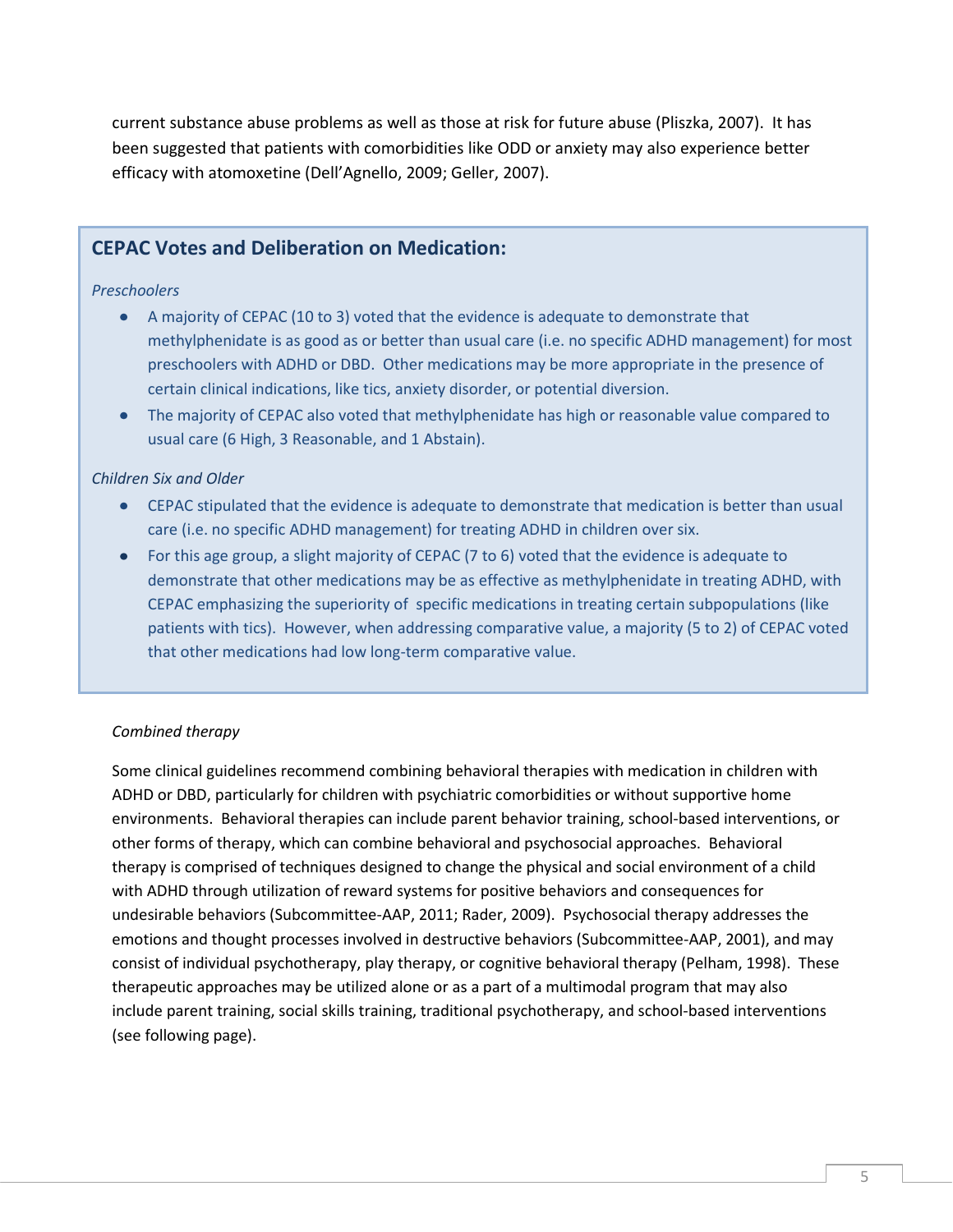current substance abuse problems as well as those at risk for future abuse (Pliszka, 2007). It has been suggested that patients with comorbidities like ODD or anxiety may also experience better efficacy with atomoxetine (Dell'Agnello, 2009; Geller, 2007).

### CEPAC Votes and Deliberation on Medication:

*Preschoolers*

- A majority of CEPAC (10 to 3) voted that the evidence is adequate to demonstrate that methylphenidate is as good as or better than usual care (i.e. no specific ADHD management) for most preschoolers with ADHD or DBD. Other medications may be more appropriate in the presence of certain clinical indications, like tics, anxiety disorder, or potential diversion.
- The majority of CEPAC also voted that methylphenidate has high or reasonable value compared to usual care (6 High, 3 Reasonable, and 1 Abstain).

*Children Six and Older*

- CEPAC stipulated that the evidence is adequate to demonstrate that medication is better than usual care (i.e. no specific ADHD management) for treating ADHD in children over six.
- For this age group, a slight majority of CEPAC (7 to 6) voted that the evidence is adequate to demonstrate that other medications may be as effective as methylphenidate in treating ADHD, with CEPAC emphasizing the superiority of specific medications in treating certain subpopulations (like patients with tics). However, when addressing comparative value, a majority (5 to 2) of CEPAC voted that other medications had low long-term comparative value.

*Combined therapy*

Some clinical guidelines recommend combining behavioral therapies with medication in children with ADHD or DBD, particularly for children with psychiatric comorbidities or without supportive home environments. Behavioral therapies can include parent behavior training, school-based interventions, or other forms of therapy, which can combine behavioral and psychosocial approaches. Behavioral therapy is comprised of techniques designed to change the physical and social environment of a child with ADHD through utilization of reward systems for positive behaviors and consequences for undesirable behaviors (Subcommittee-AAP, 2011; Rader, 2009). Psychosocial therapy addresses the emotions and thought processes involved in destructive behaviors (Subcommittee-AAP, 2001), and may consist of individual psychotherapy, play therapy, or cognitive behavioral therapy (Pelham, 1998). These therapeutic approaches may be utilized alone or as a part of a multimodal program that may also include parent training, social skills training, traditional psychotherapy, and school-based interventions (see following page).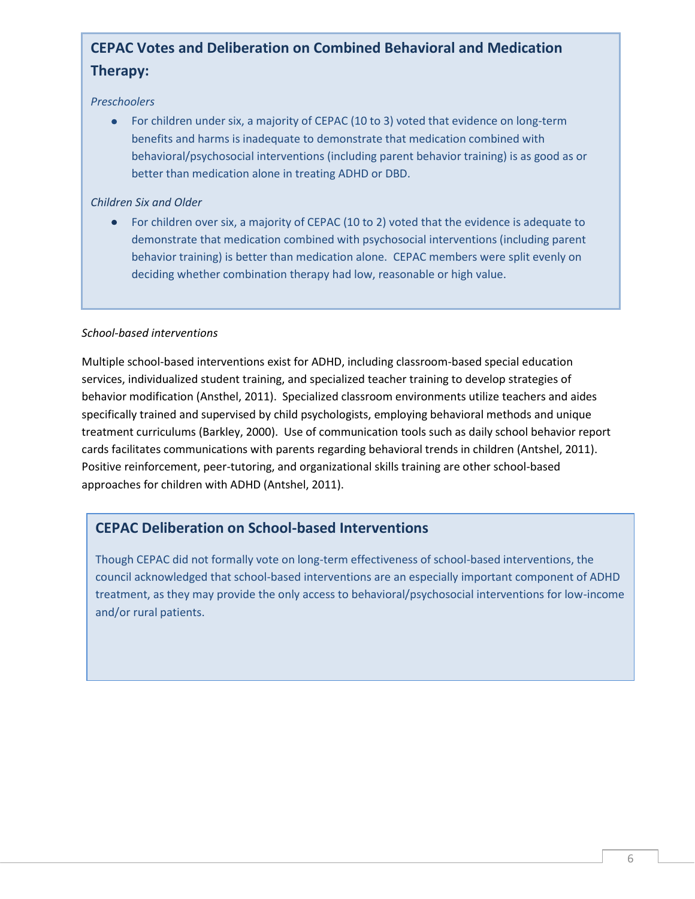### CEPAC Votes and Deliberation on Combined Behavioral and Medication Therapy:

*Preschoolers*

- For children under six, a majority of CEPAC (10 to 3) voted that evidence on long-term benefits and harms is inadequate to demonstrate that medication combined with behavioral/psychosocial interventions (including parent behavior training) is as good as or better than medication alone in treating ADHD or DBD.

*Children Six and Older*

- For children over six, a majority of CEPAC (10 to 2) voted that the evidence is adequate to demonstrate that medication combined with psychosocial interventions (including parent behavior training) is better than medication alone. CEPAC members were split evenly on deciding whether combination therapy had low, reasonable or high value.

*School-based interventions*

Multiple school-based interventions exist for ADHD, including classroom-based special education services, individualized student training, and specialized teacher training to develop strategies of behavior modification (Ansthel, 2011). Specialized classroom environments utilize teachers and aides specifically trained and supervised by child psychologists, employing behavioral methods and unique treatment curriculums (Barkley, 2000). Use of communication tools such as daily school behavior report cards facilitates communications with parents regarding behavioral trends in children (Antshel, 2011). Positive reinforcement, peer-tutoring, and organizational skills training are other school-based approaches for children with ADHD (Antshel, 2011).

### CEPAC Deliberation on School-based Interventions

Though CEPAC did not formally vote on long-term effectiveness of school-based interventions, the council acknowledged that school-based interventions are an especially important component of ADHD treatment, as they may provide the only access to behavioral/psychosocial interventions for low-income and/or rural patients.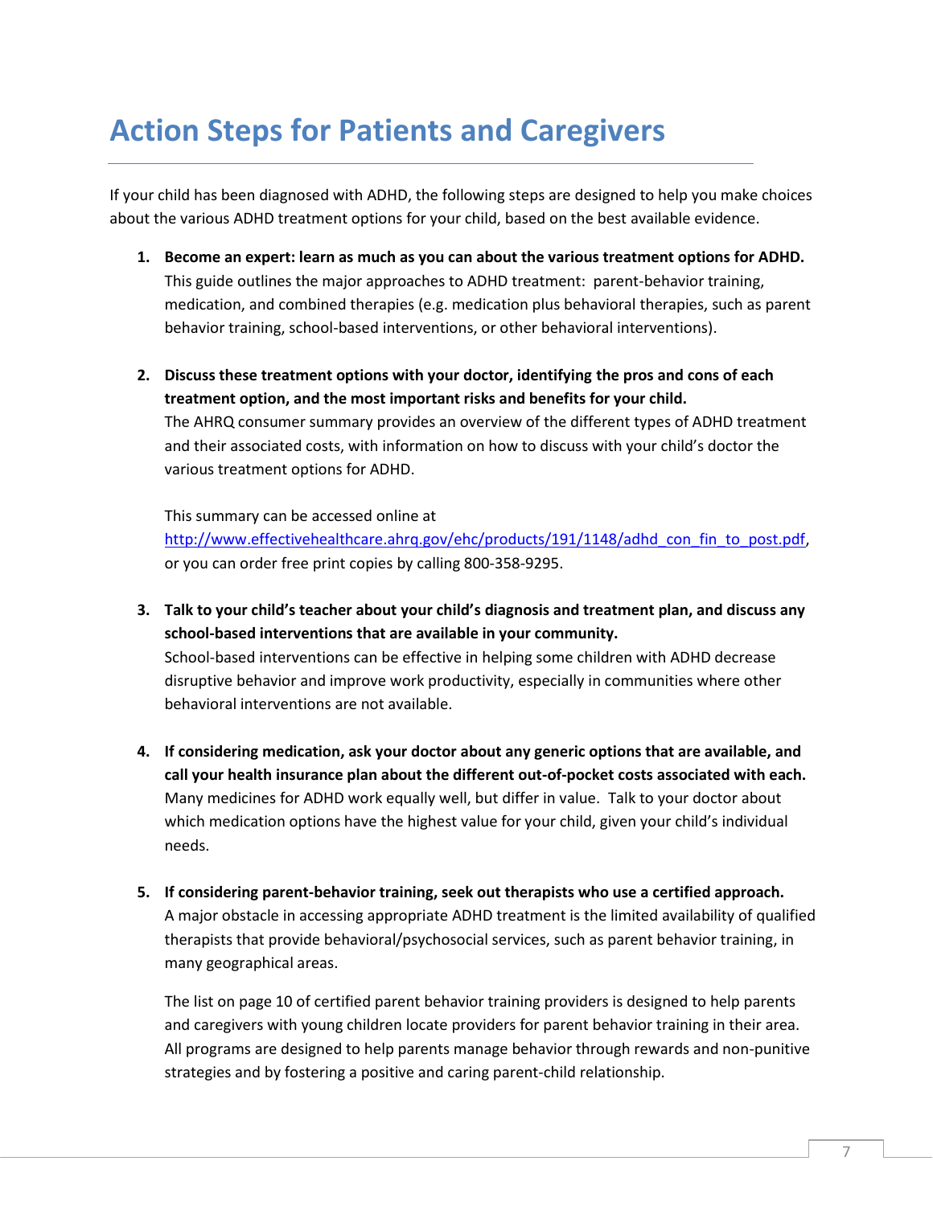# Action Steps for Patients and Caregivers

If your child has been diagnosed with ADHD, the following steps are designed to help you make choices about the various ADHD treatment options for your child, based on the best available evidence.

1. **Become an expert: learn as much as you can about the various treatment options for ADHD.** This guide outlines the major approaches to ADHD treatment: parent-behavior training, medication, and combined therapies (e.g. medication plus behavioral therapies, such as parent behavior training, school-based interventions, or other behavioral interventions).

2. **Discuss these treatment options with your doctor, identifying the pros and cons of each treatment option, and the most important risks and benefits for your child.**
   The AHRQ consumer summary provides an overview of the different types of ADHD treatment and their associated costs, with information on how to discuss with your child's doctor the various treatment options for ADHD.

   This summary can be accessed online at [http://www.effectivehealthcare.ahrq.gov/ehc/products/191/1148/adhd_con_fin_to_post.pdf](http://www.effectivehealthcare.ahrq.gov/ehc/products/191/1148/adhd_con_fin_to_post.pdf), or you can order free print copies by calling 800-358-9295.

3. **Talk to your child's teacher about your child's diagnosis and treatment plan, and discuss any school-based interventions that are available in your community.**
   School-based interventions can be effective in helping some children with ADHD decrease disruptive behavior and improve work productivity, especially in communities where other behavioral interventions are not available.

4. **If considering medication, ask your doctor about any generic options that are available, and call your health insurance plan about the different out-of-pocket costs associated with each.** Many medicines for ADHD work equally well, but differ in value. Talk to your doctor about which medication options have the highest value for your child, given your child's individual needs.

5. **If considering parent-behavior training, seek out therapists who use a certified approach.** A major obstacle in accessing appropriate ADHD treatment is the limited availability of qualified therapists that provide behavioral/psychosocial services, such as parent behavior training, in many geographical areas.

   The list on page 10 of certified parent behavior training providers is designed to help parents and caregivers with young children locate providers for parent behavior training in their area. All programs are designed to help parents manage behavior through rewards and non-punitive strategies and by fostering a positive and caring parent-child relationship.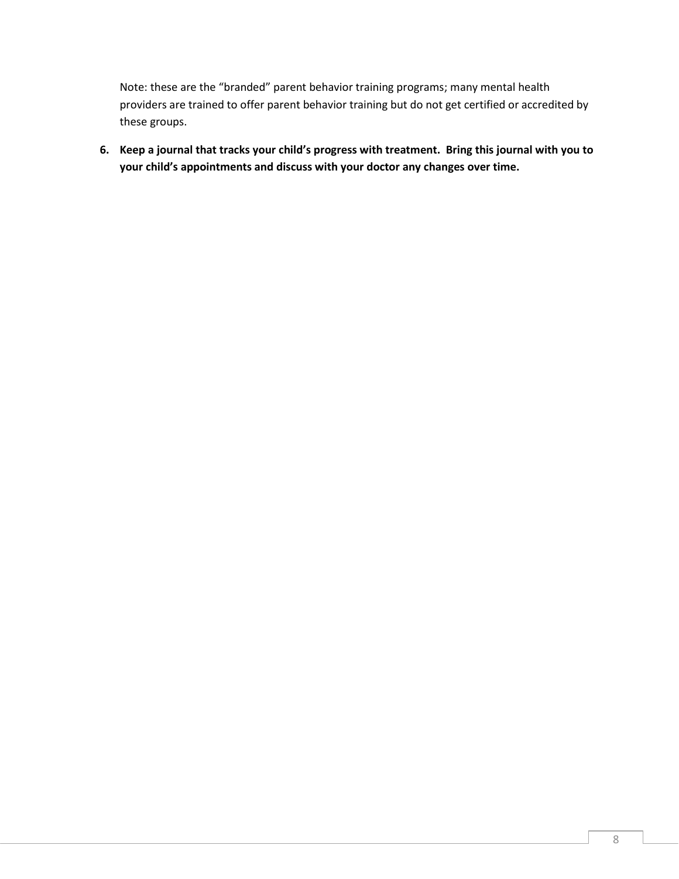Note: these are the "branded" parent behavior training programs; many mental health providers are trained to offer parent behavior training but do not get certified or accredited by these groups.

6. **Keep a journal that tracks your child's progress with treatment. Bring this journal with you to your child's appointments and discuss with your doctor any changes over time.**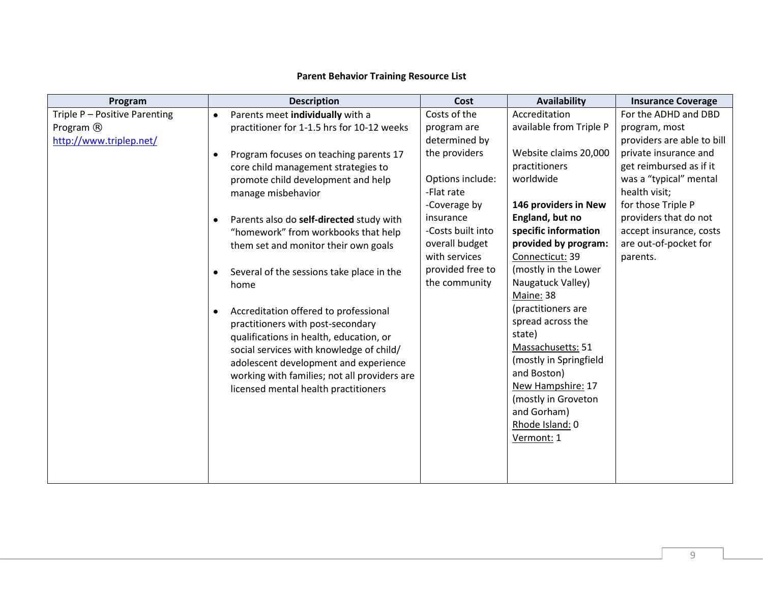**Parent Behavior Training Resource List**

| Program | Description | Cost | Availability | Insurance Coverage |
|---|---|---|---|---|
| Triple P – Positive Parenting Program ® [http://www.triplep.net/](http://www.triplep.net/) | • Parents meet **individually** with a practitioner for 1-1.5 hrs for 10-12 weeks<br><br>• Program focuses on teaching parents 17 core child management strategies to promote child development and help manage misbehavior<br><br>• Parents also do **self-directed** study with "homework" from workbooks that help them set and monitor their own goals<br><br>• Several of the sessions take place in the home<br><br>• Accreditation offered to professional practitioners with post-secondary qualifications in health, education, or social services with knowledge of child/ adolescent development and experience working with families; not all providers are licensed mental health practitioners | Costs of the program are determined by the providers<br><br>Options include:<br>-Flat rate<br>-Coverage by insurance<br>-Costs built into overall budget with services provided free to the community | Accreditation available from Triple P<br><br>Website claims 20,000 practitioners worldwide<br><br>**146 providers in New England, but no specific information provided by program:**<br>Connecticut: 39 (mostly in the Lower Naugatuck Valley)<br>Maine: 38 (practitioners are spread across the state)<br>Massachusetts: 51 (mostly in Springfield and Boston)<br>New Hampshire: 17 (mostly in Groveton and Gorham)<br>Rhode Island: 0<br>Vermont: 1 | For the ADHD and DBD program, most providers are able to bill private insurance and get reimbursed as if it was a "typical" mental health visit;<br>for those Triple P providers that do not accept insurance, costs are out-of-pocket for parents. |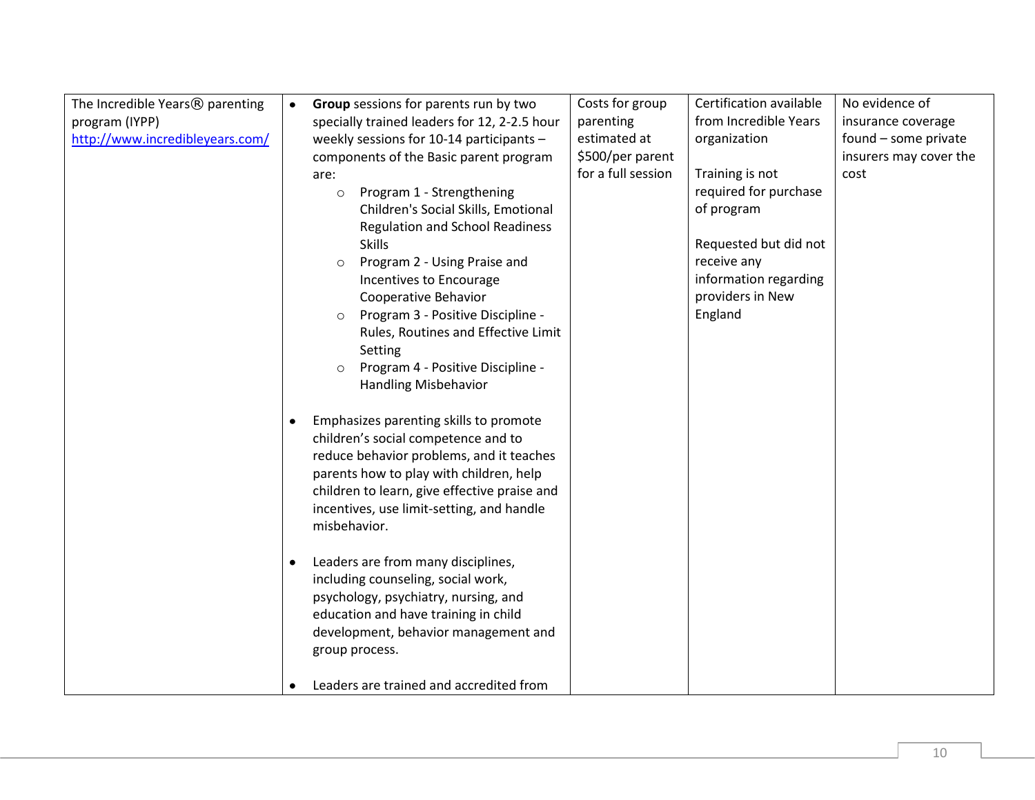| | | | | |
|---|---|---|---|---|
| The Incredible Years® parenting program (IYPP) [http://www.incredibleyears.com/](http://www.incredibleyears.com/) | • **Group** sessions for parents run by two specially trained leaders for 12, 2-2.5 hour weekly sessions for 10-14 participants – components of the Basic parent program are:<br>○ Program 1 - Strengthening Children's Social Skills, Emotional Regulation and School Readiness Skills<br>○ Program 2 - Using Praise and Incentives to Encourage Cooperative Behavior<br>○ Program 3 - Positive Discipline - Rules, Routines and Effective Limit Setting<br>○ Program 4 - Positive Discipline - Handling Misbehavior<br><br>• Emphasizes parenting skills to promote children's social competence and to reduce behavior problems, and it teaches parents how to play with children, help children to learn, give effective praise and incentives, use limit-setting, and handle misbehavior.<br><br>• Leaders are from many disciplines, including counseling, social work, psychology, psychiatry, nursing, and education and have training in child development, behavior management and group process.<br><br>• Leaders are trained and accredited from | Costs for group parenting estimated at $500/per parent for a full session | Certification available from Incredible Years organization<br><br>Training is not required for purchase of program<br><br>Requested but did not receive any information regarding providers in New England | No evidence of insurance coverage found – some private insurers may cover the cost |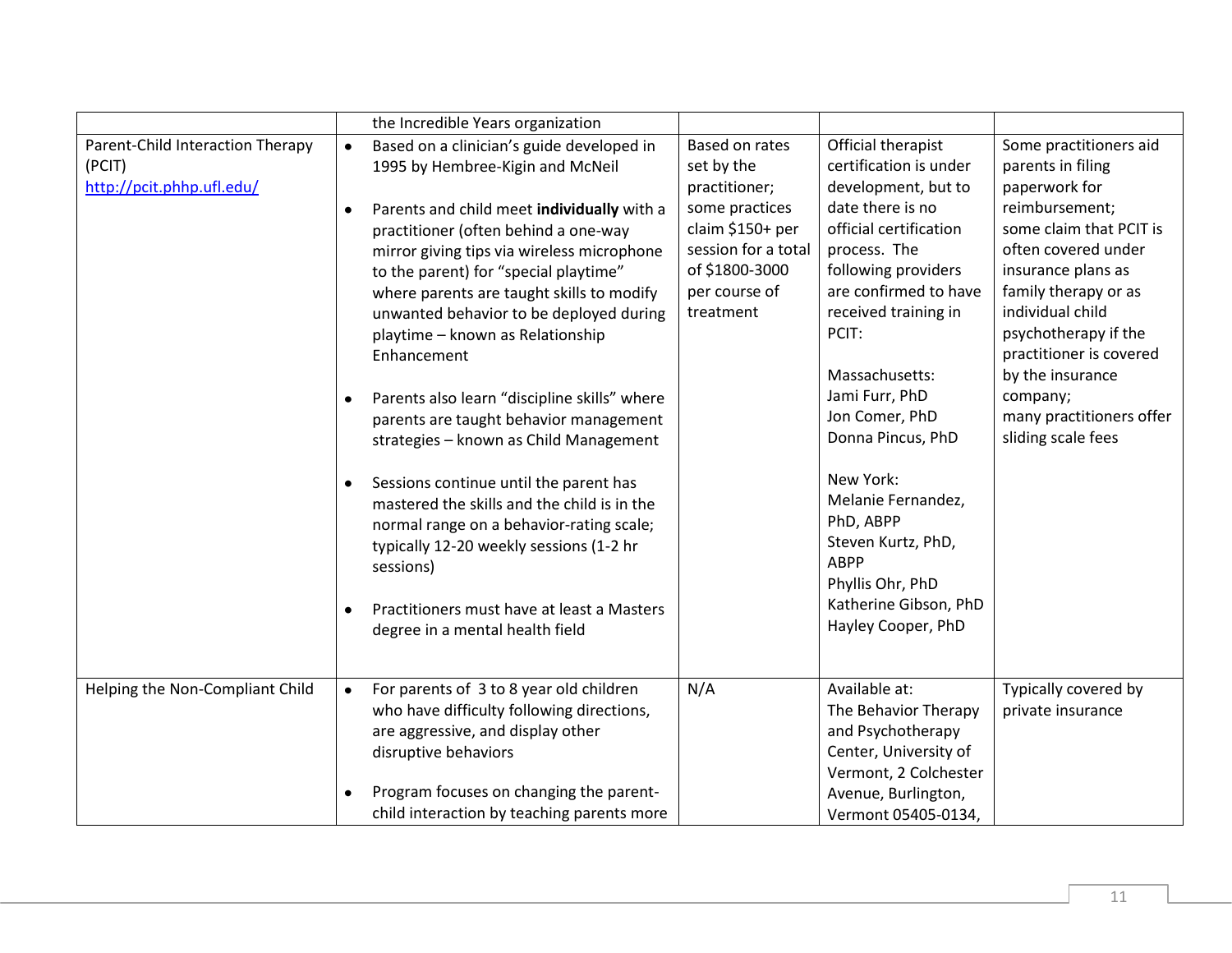| | | | | |
|---|---|---|---|---|
| | the Incredible Years organization | | | |
| Parent-Child Interaction Therapy (PCIT) http://pcit.phhp.ufl.edu/ | • Based on a clinician's guide developed in 1995 by Hembree-Kigin and McNeil<br><br>• Parents and child meet **individually** with a practitioner (often behind a one-way mirror giving tips via wireless microphone to the parent) for "special playtime" where parents are taught skills to modify unwanted behavior to be deployed during playtime – known as Relationship Enhancement<br><br>• Parents also learn "discipline skills" where parents are taught behavior management strategies – known as Child Management<br><br>• Sessions continue until the parent has mastered the skills and the child is in the normal range on a behavior-rating scale; typically 12-20 weekly sessions (1-2 hr sessions)<br><br>• Practitioners must have at least a Masters degree in a mental health field | Based on rates set by the practitioner; some practices claim $150+ per session for a total of $1800-3000 per course of treatment | Official therapist certification is under development, but to date there is no official certification process. The following providers are confirmed to have received training in PCIT:<br><br>Massachusetts:<br>Jami Furr, PhD<br>Jon Comer, PhD<br>Donna Pincus, PhD<br><br>New York:<br>Melanie Fernandez, PhD, ABPP<br>Steven Kurtz, PhD, ABPP<br>Phyllis Ohr, PhD<br>Katherine Gibson, PhD<br>Hayley Cooper, PhD | Some practitioners aid parents in filing paperwork for reimbursement;<br>some claim that PCIT is often covered under insurance plans as family therapy or as individual child psychotherapy if the practitioner is covered by the insurance company;<br>many practitioners offer sliding scale fees |
| Helping the Non-Compliant Child | • For parents of 3 to 8 year old children who have difficulty following directions, are aggressive, and display other disruptive behaviors<br><br>• Program focuses on changing the parent-child interaction by teaching parents more | N/A | Available at:<br>The Behavior Therapy and Psychotherapy Center, University of Vermont, 2 Colchester Avenue, Burlington, Vermont 05405-0134, | Typically covered by private insurance |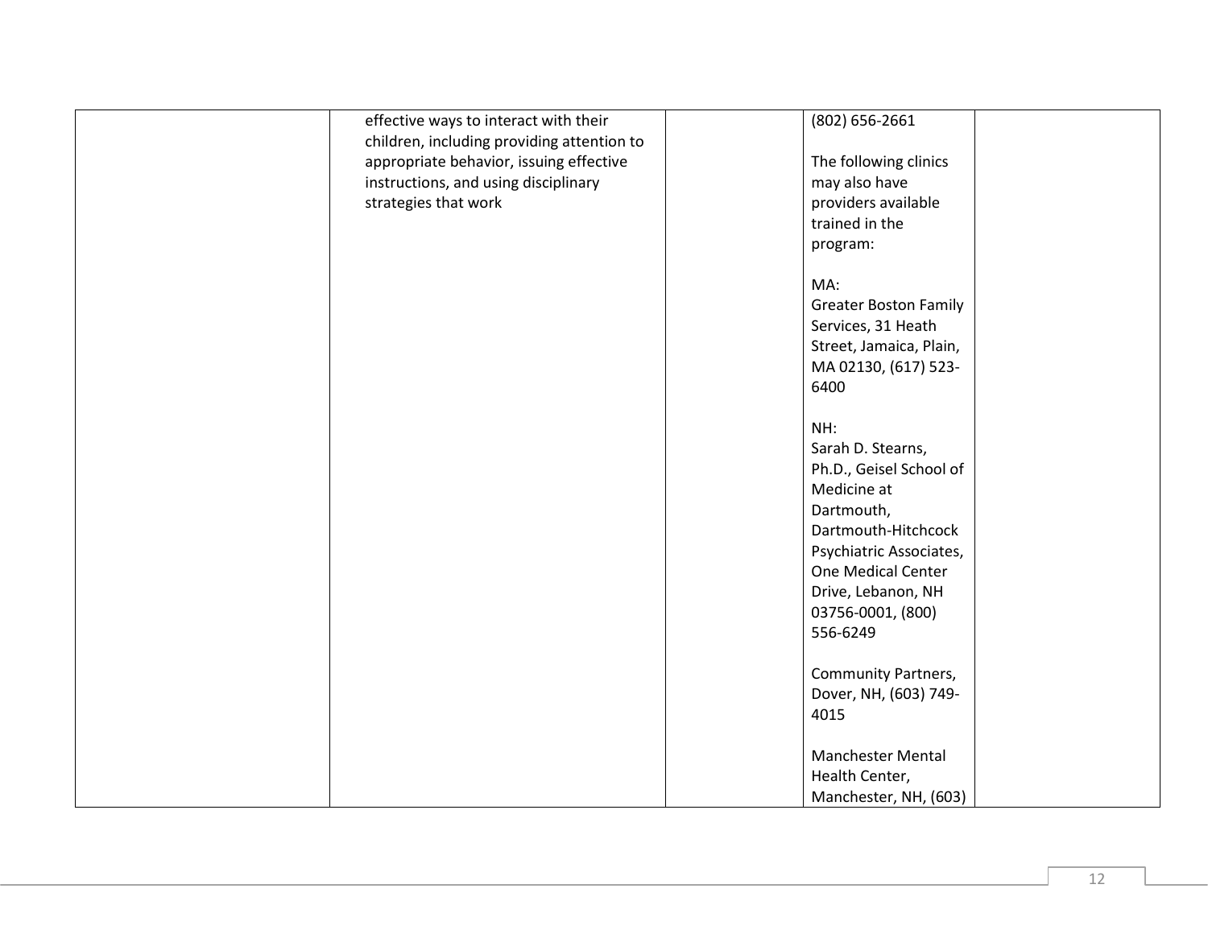|  | effective ways to interact with their children, including providing attention to appropriate behavior, issuing effective instructions, and using disciplinary strategies that work |  | (802) 656-2661<br><br>The following clinics may also have providers available trained in the program:<br><br>MA:<br>Greater Boston Family Services, 31 Heath Street, Jamaica, Plain, MA 02130, (617) 523-6400<br><br>NH:<br>Sarah D. Stearns, Ph.D., Geisel School of Medicine at Dartmouth, Dartmouth-Hitchcock Psychiatric Associates, One Medical Center Drive, Lebanon, NH 03756-0001, (800) 556-6249<br><br>Community Partners, Dover, NH, (603) 749-4015<br><br>Manchester Mental Health Center, Manchester, NH, (603) |  |
|---|---|---|---|---|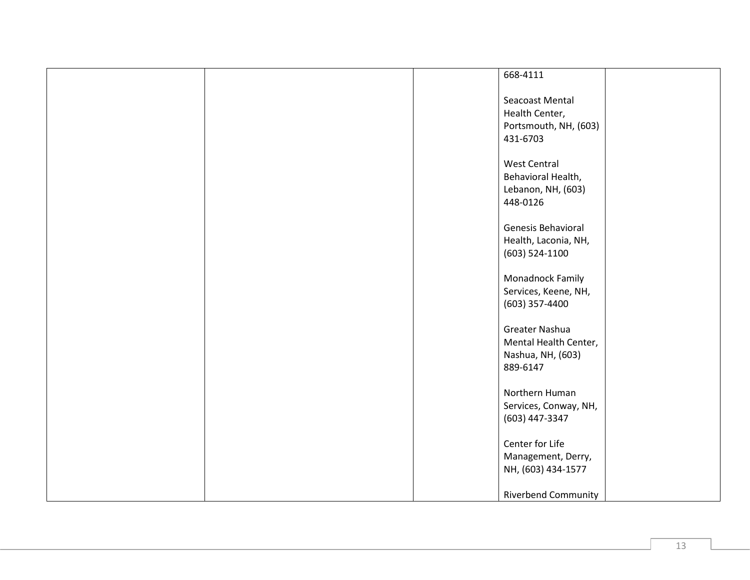| | | | | |
|---|---|---|---|---|
| | | | 668-4111<br><br>Seacoast Mental Health Center, Portsmouth, NH, (603) 431-6703<br><br>West Central Behavioral Health, Lebanon, NH, (603) 448-0126<br><br>Genesis Behavioral Health, Laconia, NH, (603) 524-1100<br><br>Monadnock Family Services, Keene, NH, (603) 357-4400<br><br>Greater Nashua Mental Health Center, Nashua, NH, (603) 889-6147<br><br>Northern Human Services, Conway, NH, (603) 447-3347<br><br>Center for Life Management, Derry, NH, (603) 434-1577<br><br>Riverbend Community | |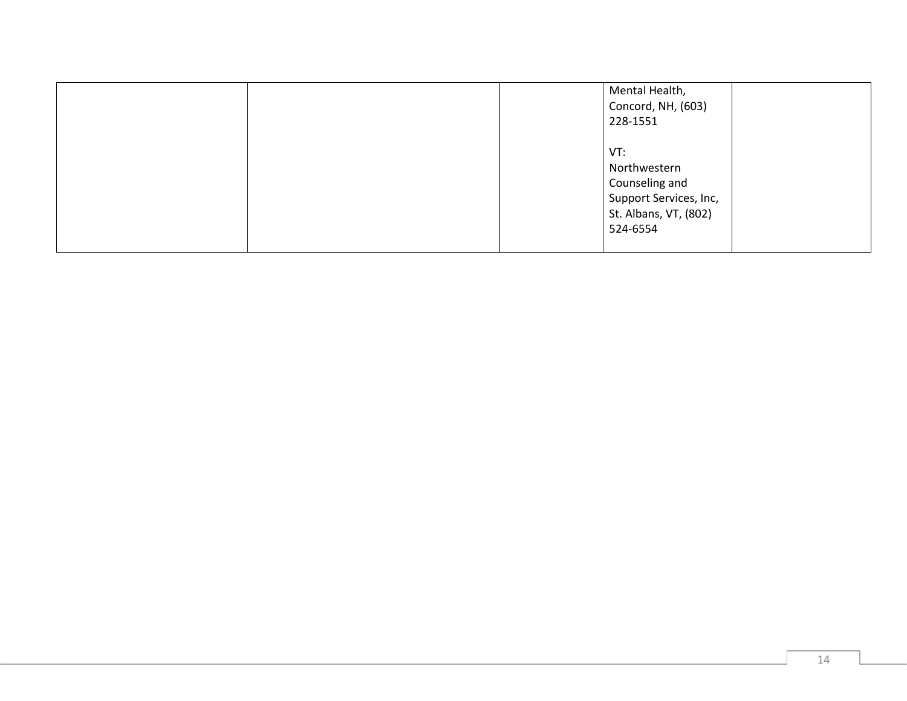|  |  |  |  |  |
|---|---|---|---|---|
|  |  |  | Mental Health, Concord, NH, (603) 228-1551<br><br>VT:<br>Northwestern Counseling and Support Services, Inc, St. Albans, VT, (802) 524-6554 |  |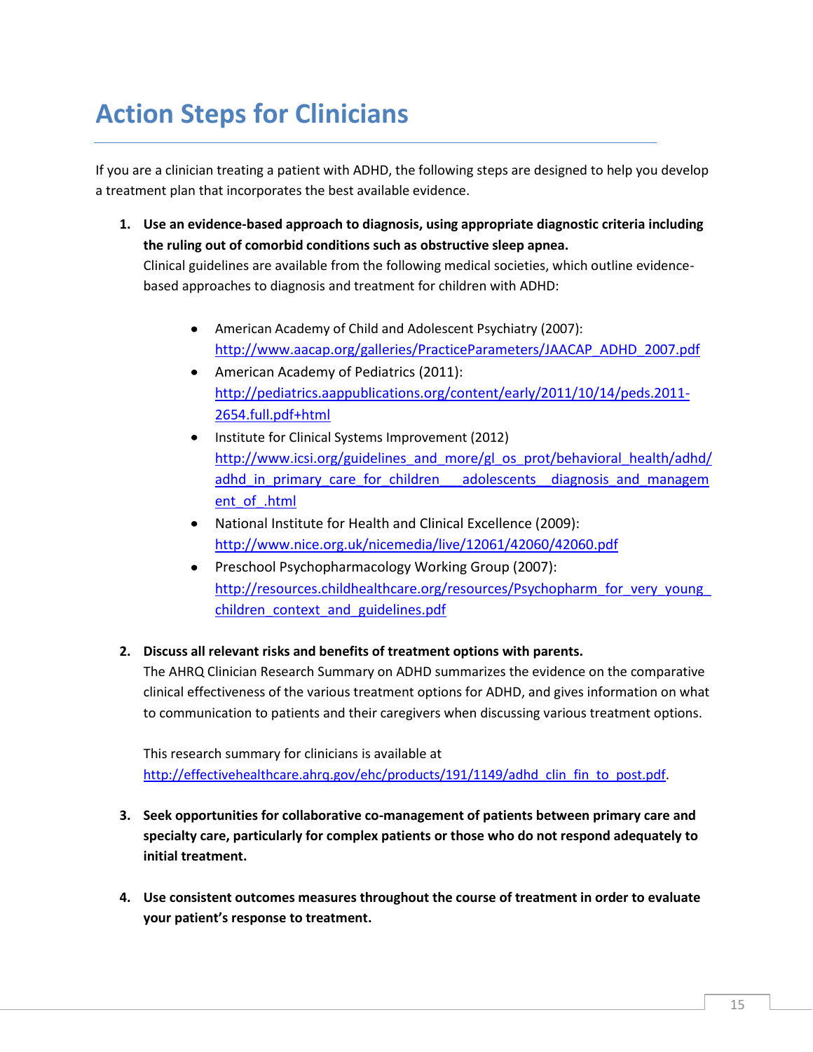# Action Steps for Clinicians

If you are a clinician treating a patient with ADHD, the following steps are designed to help you develop a treatment plan that incorporates the best available evidence.

1. **Use an evidence-based approach to diagnosis, using appropriate diagnostic criteria including the ruling out of comorbid conditions such as obstructive sleep apnea.**
   Clinical guidelines are available from the following medical societies, which outline evidence-based approaches to diagnosis and treatment for children with ADHD:

   - American Academy of Child and Adolescent Psychiatry (2007): http://www.aacap.org/galleries/PracticeParameters/JAACAP_ADHD_2007.pdf
   - American Academy of Pediatrics (2011): http://pediatrics.aappublications.org/content/early/2011/10/14/peds.2011-2654.full.pdf+html
   - Institute for Clinical Systems Improvement (2012) http://www.icsi.org/guidelines_and_more/gl_os_prot/behavioral_health/adhd/adhd_in_primary_care_for_children___adolescents__diagnosis_and_management_of_.html
   - National Institute for Health and Clinical Excellence (2009): http://www.nice.org.uk/nicemedia/live/12061/42060/42060.pdf
   - Preschool Psychopharmacology Working Group (2007): http://resources.childhealthcare.org/resources/Psychopharm_for_very_young_children_context_and_guidelines.pdf

2. **Discuss all relevant risks and benefits of treatment options with parents.**
   The AHRQ Clinician Research Summary on ADHD summarizes the evidence on the comparative clinical effectiveness of the various treatment options for ADHD, and gives information on what to communication to patients and their caregivers when discussing various treatment options.

   This research summary for clinicians is available at http://effectivehealthcare.ahrq.gov/ehc/products/191/1149/adhd_clin_fin_to_post.pdf.

3. **Seek opportunities for collaborative co-management of patients between primary care and specialty care, particularly for complex patients or those who do not respond adequately to initial treatment.**

4. **Use consistent outcomes measures throughout the course of treatment in order to evaluate your patient's response to treatment.**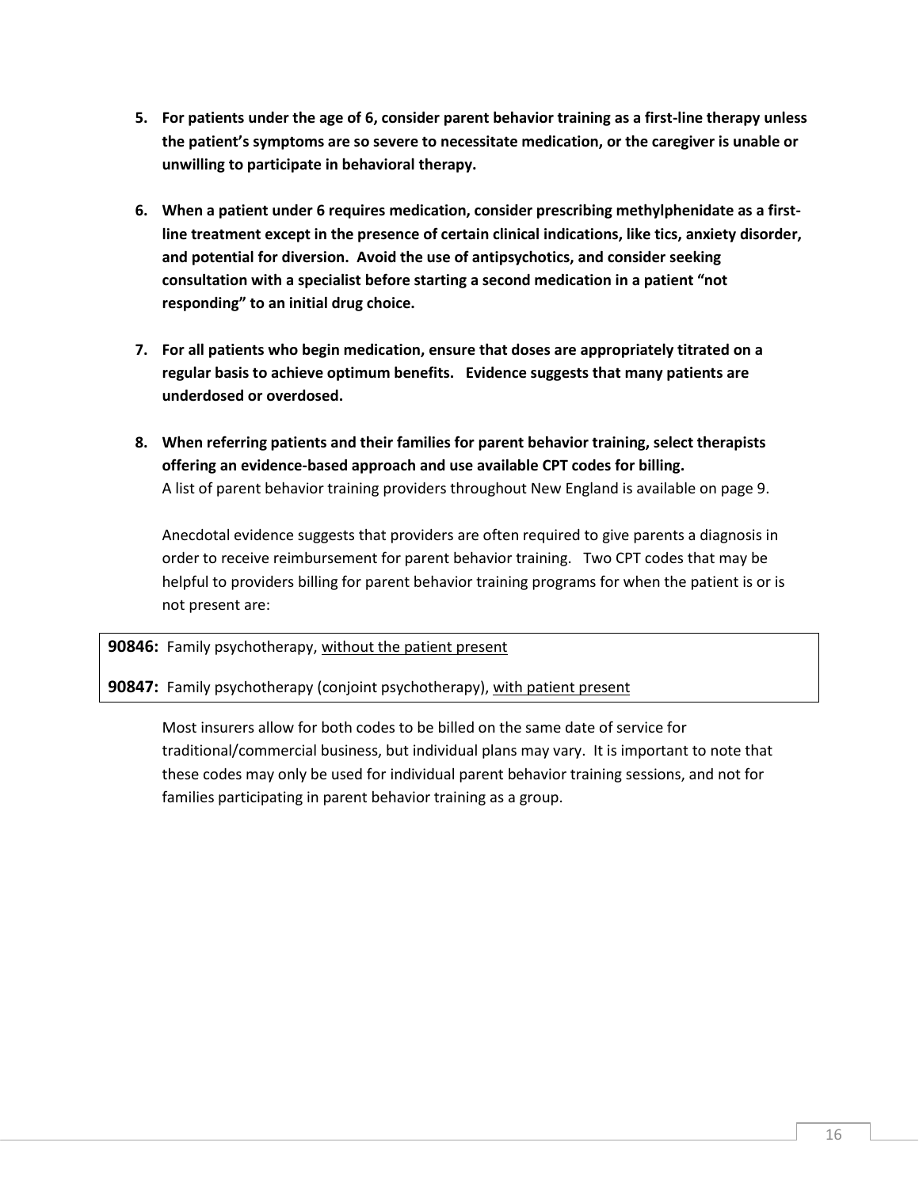5. **For patients under the age of 6, consider parent behavior training as a first-line therapy unless the patient's symptoms are so severe to necessitate medication, or the caregiver is unable or unwilling to participate in behavioral therapy.**

6. **When a patient under 6 requires medication, consider prescribing methylphenidate as a first-line treatment except in the presence of certain clinical indications, like tics, anxiety disorder, and potential for diversion. Avoid the use of antipsychotics, and consider seeking consultation with a specialist before starting a second medication in a patient "not responding" to an initial drug choice.**

7. **For all patients who begin medication, ensure that doses are appropriately titrated on a regular basis to achieve optimum benefits. Evidence suggests that many patients are underdosed or overdosed.**

8. **When referring patients and their families for parent behavior training, select therapists offering an evidence-based approach and use available CPT codes for billing.**
   A list of parent behavior training providers throughout New England is available on page 9.

   Anecdotal evidence suggests that providers are often required to give parents a diagnosis in order to receive reimbursement for parent behavior training. Two CPT codes that may be helpful to providers billing for parent behavior training programs for when the patient is or is not present are:

**90846:** Family psychotherapy, <u>without the patient present</u>

**90847:** Family psychotherapy (conjoint psychotherapy), <u>with patient present</u>

Most insurers allow for both codes to be billed on the same date of service for traditional/commercial business, but individual plans may vary. It is important to note that these codes may only be used for individual parent behavior training sessions, and not for families participating in parent behavior training as a group.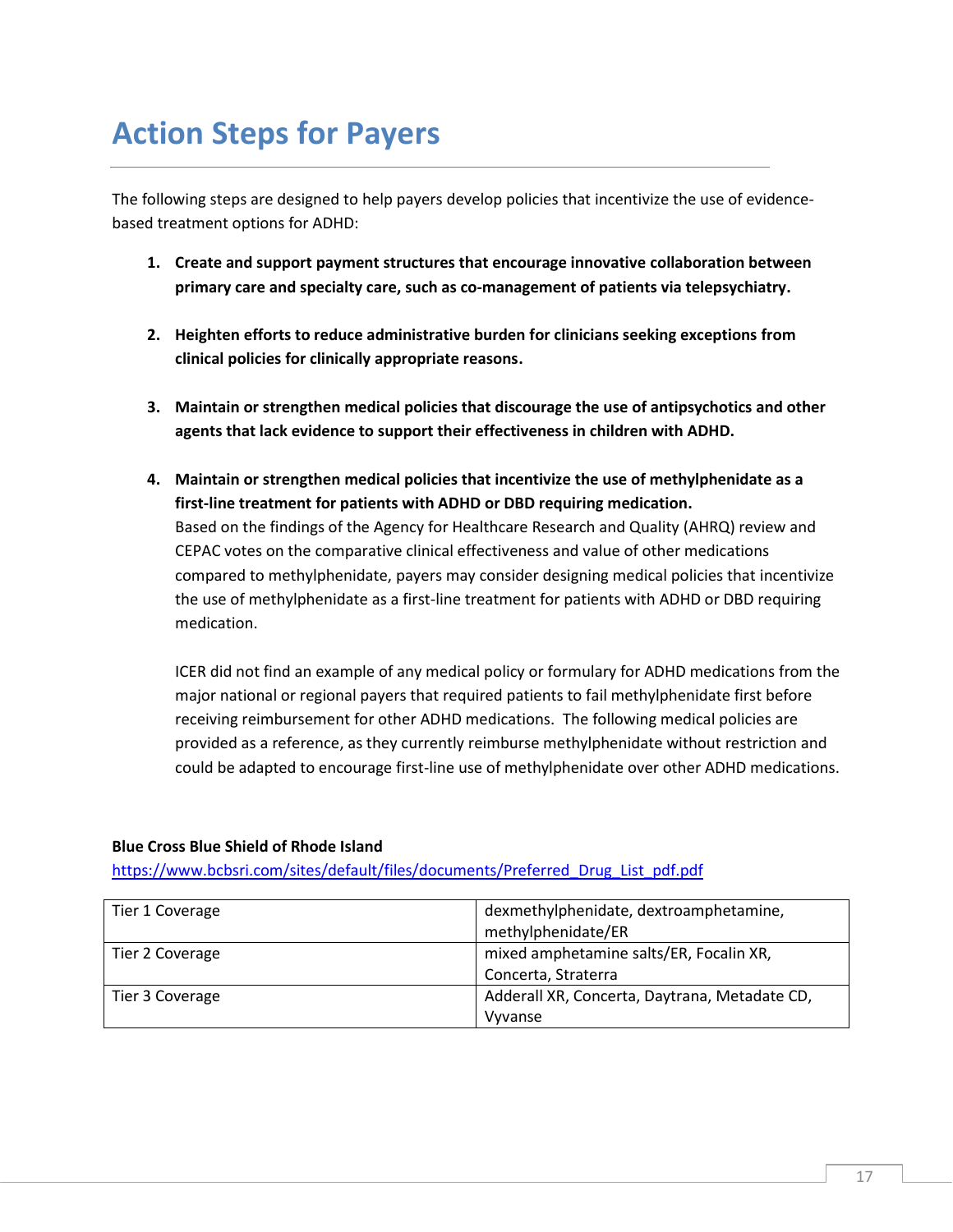# Action Steps for Payers

The following steps are designed to help payers develop policies that incentivize the use of evidence-based treatment options for ADHD:

1. **Create and support payment structures that encourage innovative collaboration between primary care and specialty care, such as co-management of patients via telepsychiatry.**

2. **Heighten efforts to reduce administrative burden for clinicians seeking exceptions from clinical policies for clinically appropriate reasons.**

3. **Maintain or strengthen medical policies that discourage the use of antipsychotics and other agents that lack evidence to support their effectiveness in children with ADHD.**

4. **Maintain or strengthen medical policies that incentivize the use of methylphenidate as a first-line treatment for patients with ADHD or DBD requiring medication.**
   Based on the findings of the Agency for Healthcare Research and Quality (AHRQ) review and CEPAC votes on the comparative clinical effectiveness and value of other medications compared to methylphenidate, payers may consider designing medical policies that incentivize the use of methylphenidate as a first-line treatment for patients with ADHD or DBD requiring medication.

   ICER did not find an example of any medical policy or formulary for ADHD medications from the major national or regional payers that required patients to fail methylphenidate first before receiving reimbursement for other ADHD medications. The following medical policies are provided as a reference, as they currently reimburse methylphenidate without restriction and could be adapted to encourage first-line use of methylphenidate over other ADHD medications.

**Blue Cross Blue Shield of Rhode Island**
https://www.bcbsri.com/sites/default/files/documents/Preferred_Drug_List_pdf.pdf

| | |
|---|---|
| Tier 1 Coverage | dexmethylphenidate, dextroamphetamine, methylphenidate/ER |
| Tier 2 Coverage | mixed amphetamine salts/ER, Focalin XR, Concerta, Straterra |
| Tier 3 Coverage | Adderall XR, Concerta, Daytrana, Metadate CD, Vyvanse |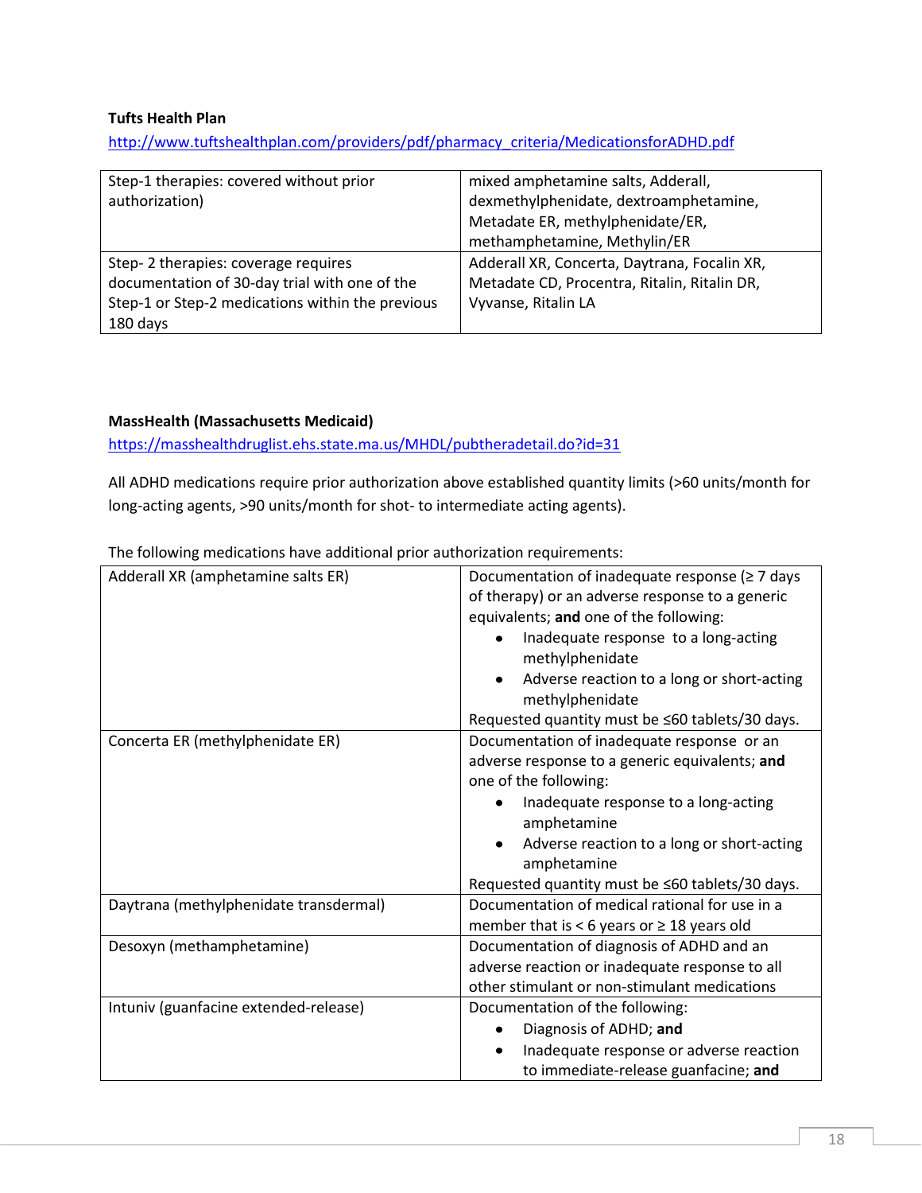**Tufts Health Plan**

http://www.tuftshealthplan.com/providers/pdf/pharmacy_criteria/MedicationsforADHD.pdf

| | |
|---|---|
| Step-1 therapies: covered without prior authorization) | mixed amphetamine salts, Adderall, dexmethylphenidate, dextroamphetamine, Metadate ER, methylphenidate/ER, methamphetamine, Methylin/ER |
| Step- 2 therapies: coverage requires documentation of 30-day trial with one of the Step-1 or Step-2 medications within the previous 180 days | Adderall XR, Concerta, Daytrana, Focalin XR, Metadate CD, Procentra, Ritalin, Ritalin DR, Vyvanse, Ritalin LA |

**MassHealth (Massachusetts Medicaid)**

https://masshealthdruglist.ehs.state.ma.us/MHDL/pubtheradetail.do?id=31

All ADHD medications require prior authorization above established quantity limits (>60 units/month for long-acting agents, >90 units/month for shot- to intermediate acting agents).

The following medications have additional prior authorization requirements:

| | |
|---|---|
| Adderall XR (amphetamine salts ER) | Documentation of inadequate response (≥ 7 days of therapy) or an adverse response to a generic equivalents; **and** one of the following: <br>• Inadequate response to a long-acting methylphenidate <br>• Adverse reaction to a long or short-acting methylphenidate <br>Requested quantity must be ≤60 tablets/30 days. |
| Concerta ER (methylphenidate ER) | Documentation of inadequate response or an adverse response to a generic equivalents; **and** one of the following: <br>• Inadequate response to a long-acting amphetamine <br>• Adverse reaction to a long or short-acting amphetamine <br>Requested quantity must be ≤60 tablets/30 days. |
| Daytrana (methylphenidate transdermal) | Documentation of medical rational for use in a member that is < 6 years or ≥ 18 years old |
| Desoxyn (methamphetamine) | Documentation of diagnosis of ADHD and an adverse reaction or inadequate response to all other stimulant or non-stimulant medications |
| Intuniv (guanfacine extended-release) | Documentation of the following: <br>• Diagnosis of ADHD; **and** <br>• Inadequate response or adverse reaction to immediate-release guanfacine; **and** |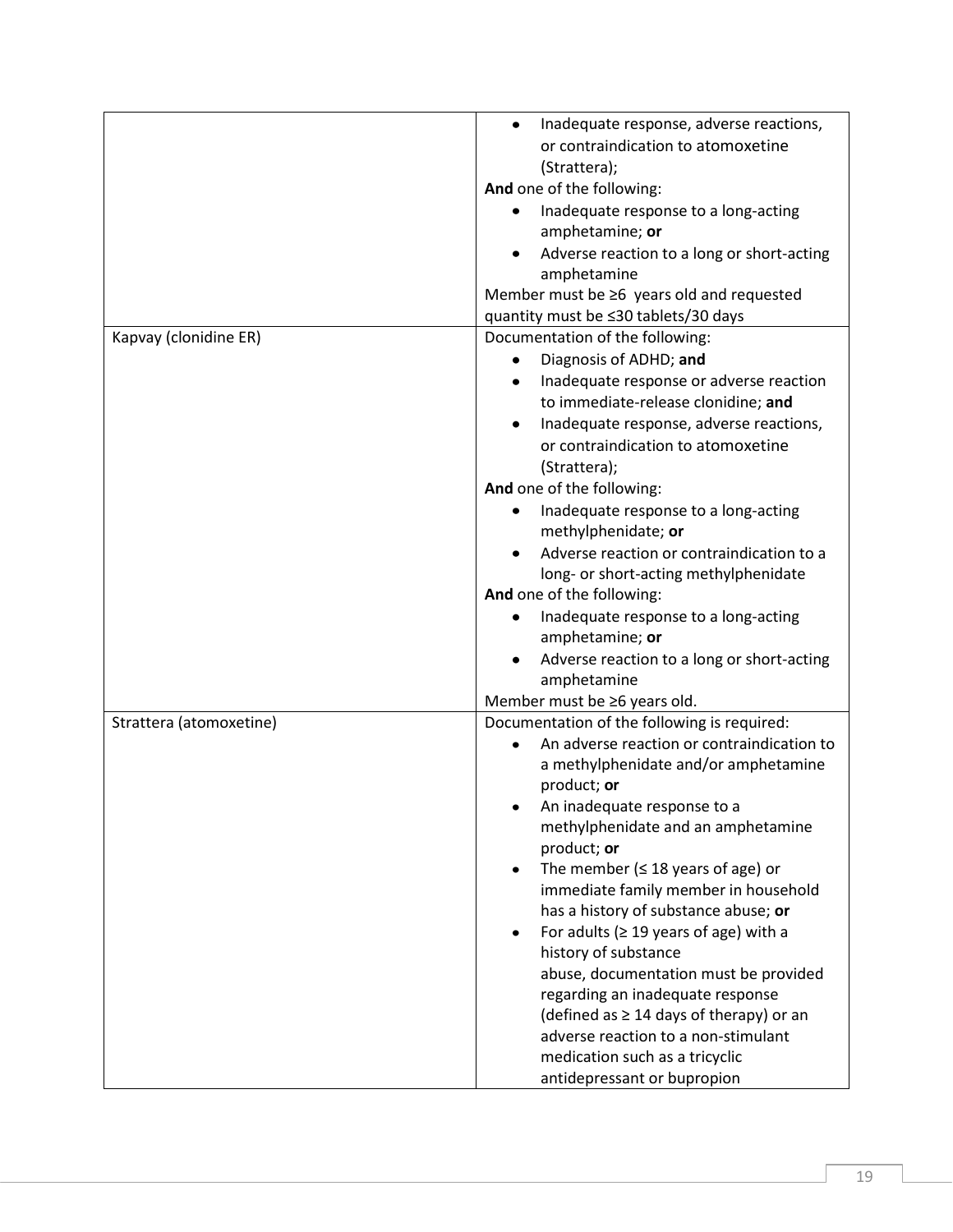| | |
|---|---|
| | • Inadequate response, adverse reactions, or contraindication to atomoxetine (Strattera);<br>**And** one of the following:<br>• Inadequate response to a long-acting amphetamine; **or**<br>• Adverse reaction to a long or short-acting amphetamine<br>Member must be ≥6 years old and requested quantity must be ≤30 tablets/30 days |
| Kapvay (clonidine ER) | Documentation of the following:<br>• Diagnosis of ADHD; **and**<br>• Inadequate response or adverse reaction to immediate-release clonidine; **and**<br>• Inadequate response, adverse reactions, or contraindication to atomoxetine (Strattera);<br>**And** one of the following:<br>• Inadequate response to a long-acting methylphenidate; **or**<br>• Adverse reaction or contraindication to a long- or short-acting methylphenidate<br>**And** one of the following:<br>• Inadequate response to a long-acting amphetamine; **or**<br>• Adverse reaction to a long or short-acting amphetamine<br>Member must be ≥6 years old. |
| Strattera (atomoxetine) | Documentation of the following is required:<br>• An adverse reaction or contraindication to a methylphenidate and/or amphetamine product; **or**<br>• An inadequate response to a methylphenidate and an amphetamine product; **or**<br>• The member (≤ 18 years of age) or immediate family member in household has a history of substance abuse; **or**<br>• For adults (≥ 19 years of age) with a history of substance abuse, documentation must be provided regarding an inadequate response (defined as ≥ 14 days of therapy) or an adverse reaction to a non-stimulant medication such as a tricyclic antidepressant or bupropion |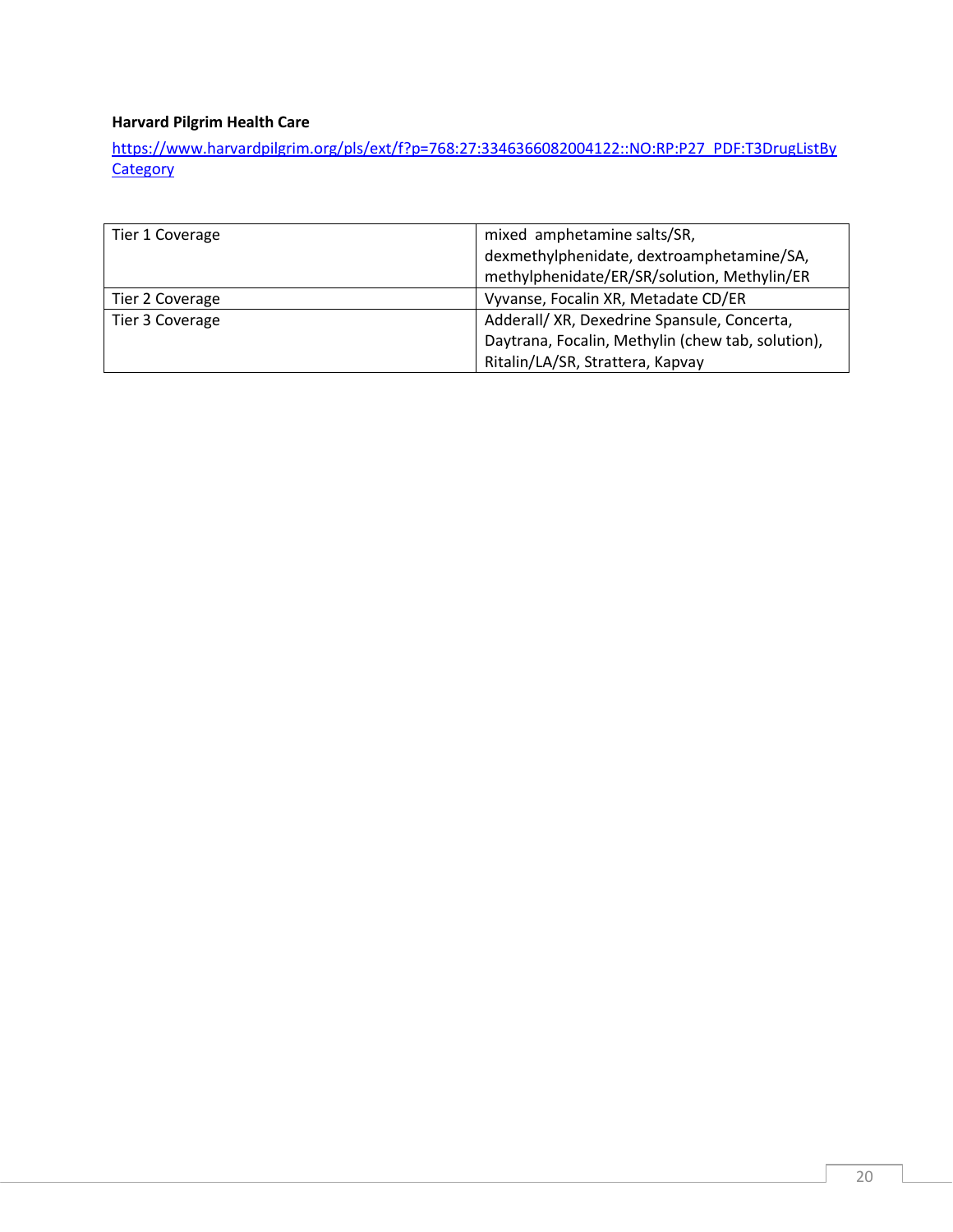**Harvard Pilgrim Health Care**

https://www.harvardpilgrim.org/pls/ext/f?p=768:27:3346366082004122::NO:RP:P27_PDF:T3DrugListByCategory

| Tier 1 Coverage | mixed  amphetamine salts/SR, dexmethylphenidate, dextroamphetamine/SA, methylphenidate/ER/SR/solution, Methylin/ER |
|---|---|
| Tier 2 Coverage | Vyvanse, Focalin XR, Metadate CD/ER |
| Tier 3 Coverage | Adderall/ XR, Dexedrine Spansule, Concerta, Daytrana, Focalin, Methylin (chew tab, solution), Ritalin/LA/SR, Strattera, Kapvay |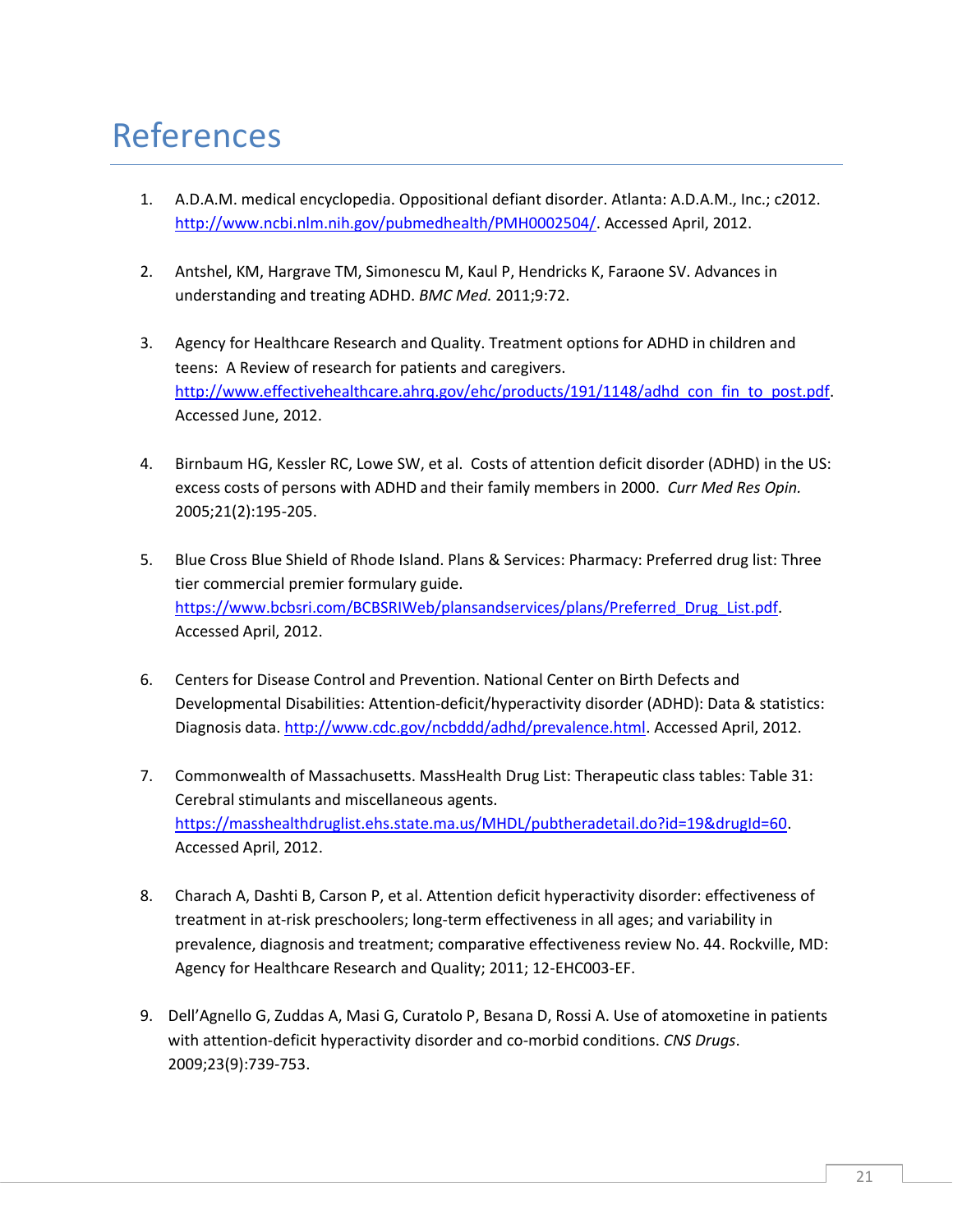# References

1. A.D.A.M. medical encyclopedia. Oppositional defiant disorder. Atlanta: A.D.A.M., Inc.; c2012. http://www.ncbi.nlm.nih.gov/pubmedhealth/PMH0002504/. Accessed April, 2012.

2. Antshel, KM, Hargrave TM, Simonescu M, Kaul P, Hendricks K, Faraone SV. Advances in understanding and treating ADHD. *BMC Med.* 2011;9:72.

3. Agency for Healthcare Research and Quality. Treatment options for ADHD in children and teens: A Review of research for patients and caregivers. http://www.effectivehealthcare.ahrq.gov/ehc/products/191/1148/adhd_con_fin_to_post.pdf. Accessed June, 2012.

4. Birnbaum HG, Kessler RC, Lowe SW, et al. Costs of attention deficit disorder (ADHD) in the US: excess costs of persons with ADHD and their family members in 2000. *Curr Med Res Opin.* 2005;21(2):195-205.

5. Blue Cross Blue Shield of Rhode Island. Plans & Services: Pharmacy: Preferred drug list: Three tier commercial premier formulary guide. https://www.bcbsri.com/BCBSRIWeb/plansandservices/plans/Preferred_Drug_List.pdf. Accessed April, 2012.

6. Centers for Disease Control and Prevention. National Center on Birth Defects and Developmental Disabilities: Attention-deficit/hyperactivity disorder (ADHD): Data & statistics: Diagnosis data. http://www.cdc.gov/ncbddd/adhd/prevalence.html. Accessed April, 2012.

7. Commonwealth of Massachusetts. MassHealth Drug List: Therapeutic class tables: Table 31: Cerebral stimulants and miscellaneous agents. https://masshealthdruglist.ehs.state.ma.us/MHDL/pubtheradetail.do?id=19&drugId=60. Accessed April, 2012.

8. Charach A, Dashti B, Carson P, et al. Attention deficit hyperactivity disorder: effectiveness of treatment in at-risk preschoolers; long-term effectiveness in all ages; and variability in prevalence, diagnosis and treatment; comparative effectiveness review No. 44. Rockville, MD: Agency for Healthcare Research and Quality; 2011; 12-EHC003-EF.

9. Dell'Agnello G, Zuddas A, Masi G, Curatolo P, Besana D, Rossi A. Use of atomoxetine in patients with attention-deficit hyperactivity disorder and co-morbid conditions. *CNS Drugs*. 2009;23(9):739-753.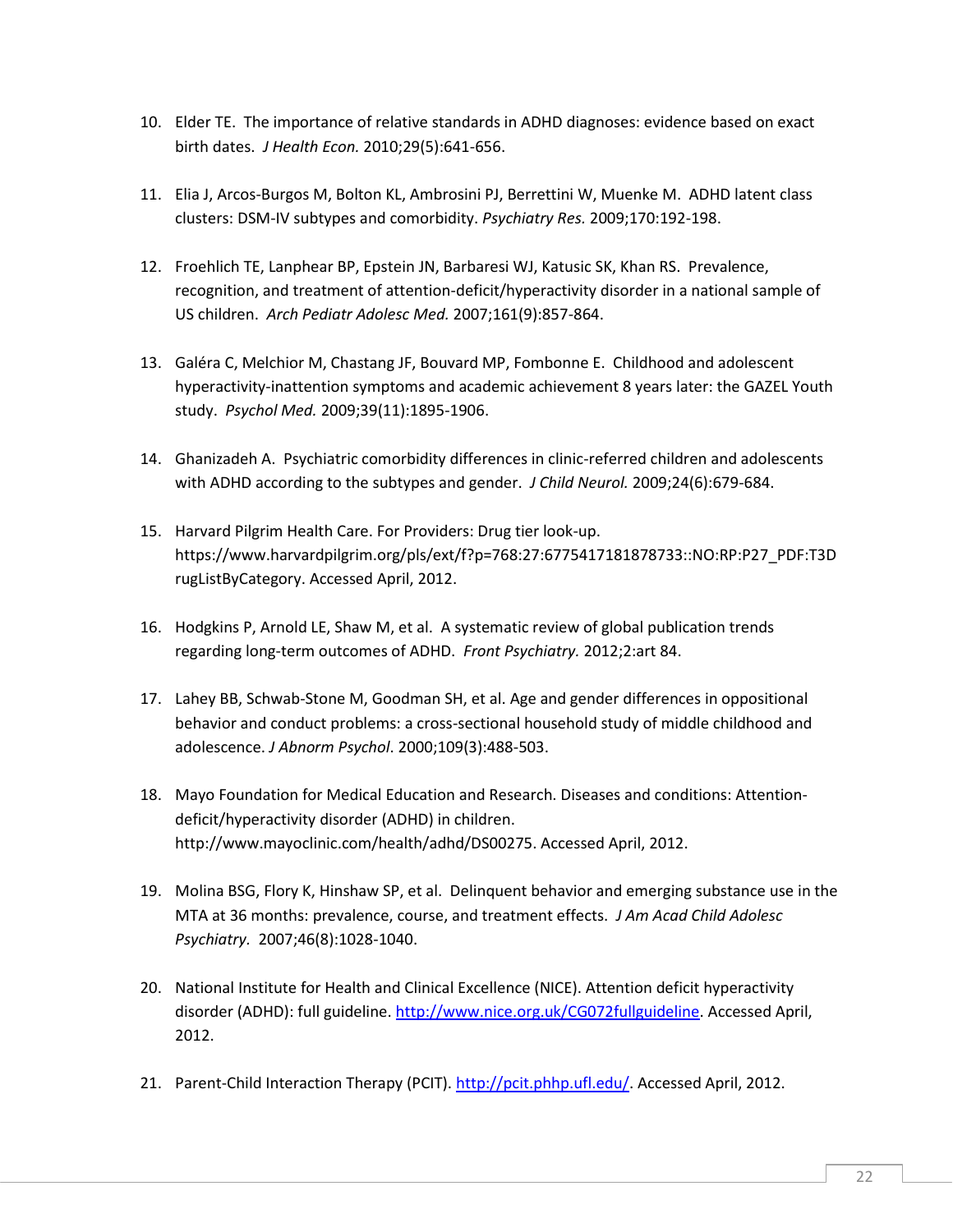10. Elder TE. The importance of relative standards in ADHD diagnoses: evidence based on exact birth dates. *J Health Econ.* 2010;29(5):641-656.

11. Elia J, Arcos-Burgos M, Bolton KL, Ambrosini PJ, Berrettini W, Muenke M. ADHD latent class clusters: DSM-IV subtypes and comorbidity. *Psychiatry Res.* 2009;170:192-198.

12. Froehlich TE, Lanphear BP, Epstein JN, Barbaresi WJ, Katusic SK, Khan RS. Prevalence, recognition, and treatment of attention-deficit/hyperactivity disorder in a national sample of US children. *Arch Pediatr Adolesc Med.* 2007;161(9):857-864.

13. Galéra C, Melchior M, Chastang JF, Bouvard MP, Fombonne E. Childhood and adolescent hyperactivity-inattention symptoms and academic achievement 8 years later: the GAZEL Youth study. *Psychol Med.* 2009;39(11):1895-1906.

14. Ghanizadeh A. Psychiatric comorbidity differences in clinic-referred children and adolescents with ADHD according to the subtypes and gender. *J Child Neurol.* 2009;24(6):679-684.

15. Harvard Pilgrim Health Care. For Providers: Drug tier look-up. https://www.harvardpilgrim.org/pls/ext/f?p=768:27:6775417181878733::NO:RP:P27_PDF:T3DrugListByCategory. Accessed April, 2012.

16. Hodgkins P, Arnold LE, Shaw M, et al. A systematic review of global publication trends regarding long-term outcomes of ADHD. *Front Psychiatry.* 2012;2:art 84.

17. Lahey BB, Schwab-Stone M, Goodman SH, et al. Age and gender differences in oppositional behavior and conduct problems: a cross-sectional household study of middle childhood and adolescence. *J Abnorm Psychol*. 2000;109(3):488-503.

18. Mayo Foundation for Medical Education and Research. Diseases and conditions: Attention-deficit/hyperactivity disorder (ADHD) in children. http://www.mayoclinic.com/health/adhd/DS00275. Accessed April, 2012.

19. Molina BSG, Flory K, Hinshaw SP, et al. Delinquent behavior and emerging substance use in the MTA at 36 months: prevalence, course, and treatment effects. *J Am Acad Child Adolesc Psychiatry.* 2007;46(8):1028-1040.

20. National Institute for Health and Clinical Excellence (NICE). Attention deficit hyperactivity disorder (ADHD): full guideline. http://www.nice.org.uk/CG072fullguideline. Accessed April, 2012.

21. Parent-Child Interaction Therapy (PCIT). http://pcit.phhp.ufl.edu/. Accessed April, 2012.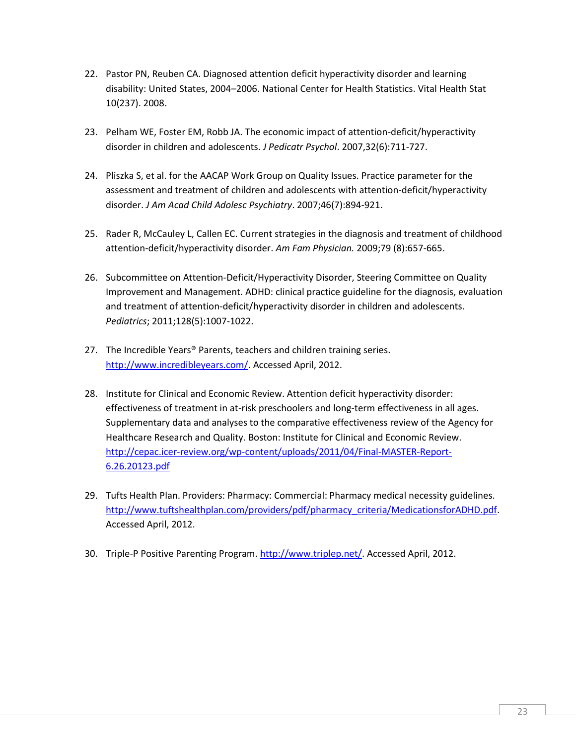22. Pastor PN, Reuben CA. Diagnosed attention deficit hyperactivity disorder and learning disability: United States, 2004–2006. National Center for Health Statistics. Vital Health Stat 10(237). 2008.

23. Pelham WE, Foster EM, Robb JA. The economic impact of attention-deficit/hyperactivity disorder in children and adolescents. *J Pedicatr Psychol*. 2007,32(6):711-727.

24. Pliszka S, et al. for the AACAP Work Group on Quality Issues. Practice parameter for the assessment and treatment of children and adolescents with attention-deficit/hyperactivity disorder. *J Am Acad Child Adolesc Psychiatry*. 2007;46(7):894-921.

25. Rader R, McCauley L, Callen EC. Current strategies in the diagnosis and treatment of childhood attention-deficit/hyperactivity disorder. *Am Fam Physician.* 2009;79 (8):657-665.

26. Subcommittee on Attention-Deficit/Hyperactivity Disorder, Steering Committee on Quality Improvement and Management. ADHD: clinical practice guideline for the diagnosis, evaluation and treatment of attention-deficit/hyperactivity disorder in children and adolescents. *Pediatrics*; 2011;128(5):1007-1022.

27. The Incredible Years® Parents, teachers and children training series. [http://www.incredibleyears.com/](http://www.incredibleyears.com/). Accessed April, 2012.

28. Institute for Clinical and Economic Review. Attention deficit hyperactivity disorder: effectiveness of treatment in at-risk preschoolers and long-term effectiveness in all ages. Supplementary data and analyses to the comparative effectiveness review of the Agency for Healthcare Research and Quality. Boston: Institute for Clinical and Economic Review. [http://cepac.icer-review.org/wp-content/uploads/2011/04/Final-MASTER-Report-6.26.20123.pdf](http://cepac.icer-review.org/wp-content/uploads/2011/04/Final-MASTER-Report-6.26.20123.pdf)

29. Tufts Health Plan. Providers: Pharmacy: Commercial: Pharmacy medical necessity guidelines. [http://www.tuftshealthplan.com/providers/pdf/pharmacy_criteria/MedicationsforADHD.pdf](http://www.tuftshealthplan.com/providers/pdf/pharmacy_criteria/MedicationsforADHD.pdf). Accessed April, 2012.

30. Triple-P Positive Parenting Program. [http://www.triplep.net/](http://www.triplep.net/). Accessed April, 2012.